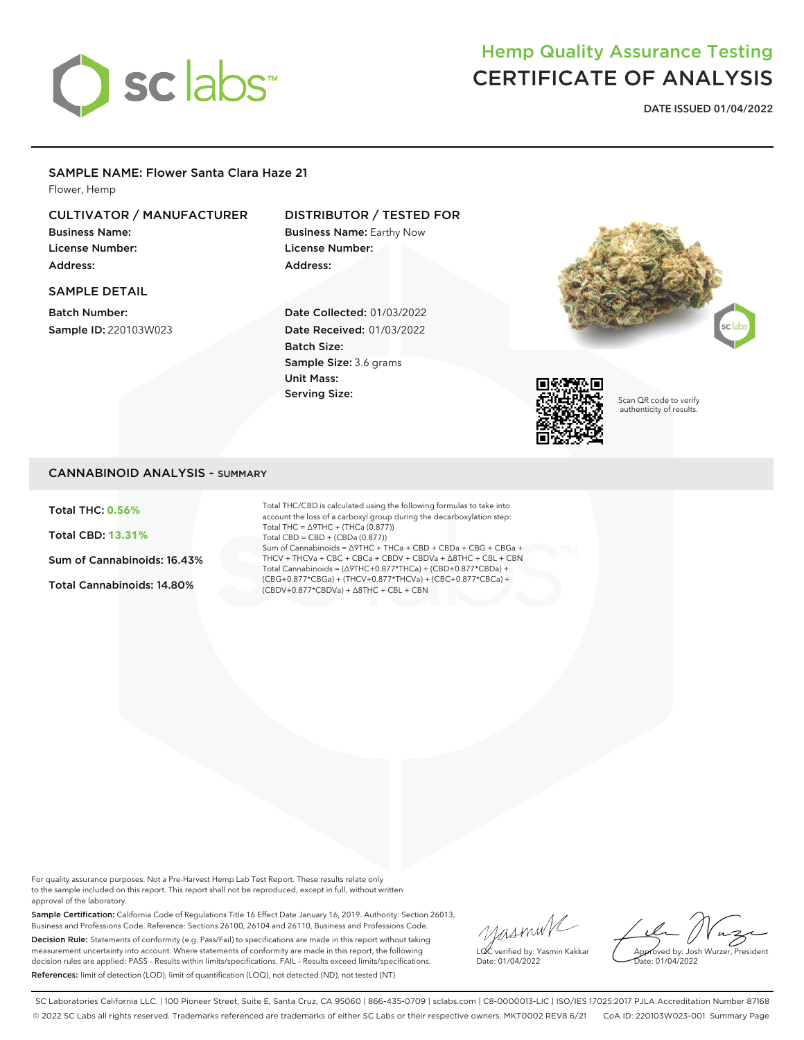# Hemp Quality Assurance Testing
# CERTIFICATE OF ANALYSIS

**DATE ISSUED 01/04/2022**

## SAMPLE NAME: Flower Santa Clara Haze 21

Flower, Hemp

### CULTIVATOR / MANUFACTURER

**Business Name:**
**License Number:**
**Address:**

### DISTRIBUTOR / TESTED FOR

**Business Name:** Earthy Now
**License Number:**
**Address:**

### SAMPLE DETAIL

**Batch Number:**
**Sample ID:** 220103W023

**Date Collected:** 01/03/2022
**Date Received:** 01/03/2022
**Batch Size:**
**Sample Size:** 3.6 grams
**Unit Mass:**
**Serving Size:**

Scan QR code to verify authenticity of results.

## CANNABINOID ANALYSIS - SUMMARY

**Total THC:** **0.56%**

**Total CBD:** **13.31%**

**Sum of Cannabinoids:** 16.43%

**Total Cannabinoids:** 14.80%

Total THC/CBD is calculated using the following formulas to take into account the loss of a carboxyl group during the decarboxylation step:
Total THC = Δ9THC + (THCa (0.877))
Total CBD = CBD + (CBDa (0.877))
Sum of Cannabinoids = Δ9THC + THCa + CBD + CBDa + CBG + CBGa + THCV + THCVa + CBC + CBCa + CBDV + CBDVa + Δ8THC + CBL + CBN
Total Cannabinoids = (Δ9THC+0.877*THCa) + (CBD+0.877*CBDa) + (CBG+0.877*CBGa) + (THCV+0.877*THCVa) + (CBC+0.877*CBCa) + (CBDV+0.877*CBDVa) + Δ8THC + CBL + CBN

For quality assurance purposes. Not a Pre-Harvest Hemp Lab Test Report. These results relate only to the sample included on this report. This report shall not be reproduced, except in full, without written approval of the laboratory.

**Sample Certification:** California Code of Regulations Title 16 Effect Date January 16, 2019. Authority: Section 26013, Business and Professions Code. Reference: Sections 26100, 26104 and 26110, Business and Professions Code.

**Decision Rule:** Statements of conformity (e.g. Pass/Fail) to specifications are made in this report without taking measurement uncertainty into account. Where statements of conformity are made in this report, the following decision rules are applied: PASS – Results within limits/specifications, FAIL – Results exceed limits/specifications.

**References:** limit of detection (LOD), limit of quantification (LOQ), not detected (ND), not tested (NT)

LQC verified by: Yasmin Kakkar
Date: 01/04/2022

Approved by: Josh Wurzer, President
Date: 01/04/2022

SC Laboratories California LLC. | 100 Pioneer Street, Suite E, Santa Cruz, CA 95060 | 866-435-0709 | sclabs.com | C8-0000013-LIC | ISO/IES 17025:2017 PJLA Accreditation Number 87168
© 2022 SC Labs all rights reserved. Trademarks referenced are trademarks of either SC Labs or their respective owners. MKT0002 REV8 6/21 CoA ID: 220103W023-001 Summary Page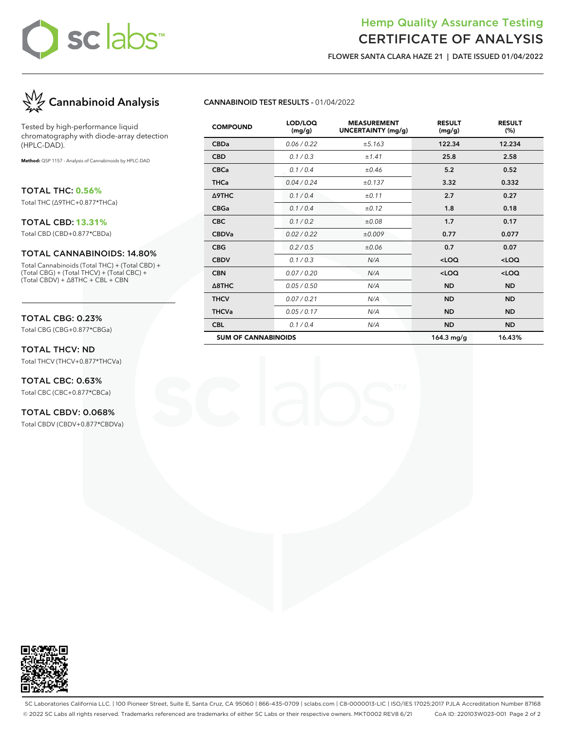# Hemp Quality Assurance Testing
# CERTIFICATE OF ANALYSIS

**FLOWER SANTA CLARA HAZE 21 | DATE ISSUED 01/04/2022**

## Cannabinoid Analysis

Tested by high-performance liquid chromatography with diode-array detection (HPLC-DAD).

**Method:** QSP 1157 - Analysis of Cannabinoids by HPLC-DAD

**TOTAL THC: 0.56%**

Total THC (Δ9THC+0.877*THCa)

**TOTAL CBD: 13.31%**

Total CBD (CBD+0.877*CBDa)

**TOTAL CANNABINOIDS: 14.80%**

Total Cannabinoids (Total THC) + (Total CBD) + (Total CBG) + (Total THCV) + (Total CBC) + (Total CBDV) + Δ8THC + CBL + CBN

**TOTAL CBG: 0.23%**

Total CBG (CBG+0.877*CBGa)

**TOTAL THCV: ND**

Total THCV (THCV+0.877*THCVa)

**TOTAL CBC: 0.63%**

Total CBC (CBC+0.877*CBCa)

**TOTAL CBDV: 0.068%**

Total CBDV (CBDV+0.877*CBDVa)

**CANNABINOID TEST RESULTS** - 01/04/2022

| COMPOUND | LOD/LOQ (mg/g) | MEASUREMENT UNCERTAINTY (mg/g) | RESULT (mg/g) | RESULT (%) |
|---|---|---|---|---|
| CBDa | 0.06 / 0.22 | ±5.163 | 122.34 | 12.234 |
| CBD | 0.1 / 0.3 | ±1.41 | 25.8 | 2.58 |
| CBCa | 0.1 / 0.4 | ±0.46 | 5.2 | 0.52 |
| THCa | 0.04 / 0.24 | ±0.137 | 3.32 | 0.332 |
| Δ9THC | 0.1 / 0.4 | ±0.11 | 2.7 | 0.27 |
| CBGa | 0.1 / 0.4 | ±0.12 | 1.8 | 0.18 |
| CBC | 0.1 / 0.2 | ±0.08 | 1.7 | 0.17 |
| CBDVa | 0.02 / 0.22 | ±0.009 | 0.77 | 0.077 |
| CBG | 0.2 / 0.5 | ±0.06 | 0.7 | 0.07 |
| CBDV | 0.1 / 0.3 | N/A | <LOQ | <LOQ |
| CBN | 0.07 / 0.20 | N/A | <LOQ | <LOQ |
| Δ8THC | 0.05 / 0.50 | N/A | ND | ND |
| THCV | 0.07 / 0.21 | N/A | ND | ND |
| THCVa | 0.05 / 0.17 | N/A | ND | ND |
| CBL | 0.1 / 0.4 | N/A | ND | ND |
| **SUM OF CANNABINOIDS** | | | 164.3 mg/g | 16.43% |

SC Laboratories California LLC. | 100 Pioneer Street, Suite E, Santa Cruz, CA 95060 | 866-435-0709 | sclabs.com | C8-0000013-LIC | ISO/IES 17025:2017 PJLA Accreditation Number 87168

© 2022 SC Labs all rights reserved. Trademarks referenced are trademarks of either SC Labs or their respective owners. MKT0002 REV8 6/21 CoA ID: 220103W023-001